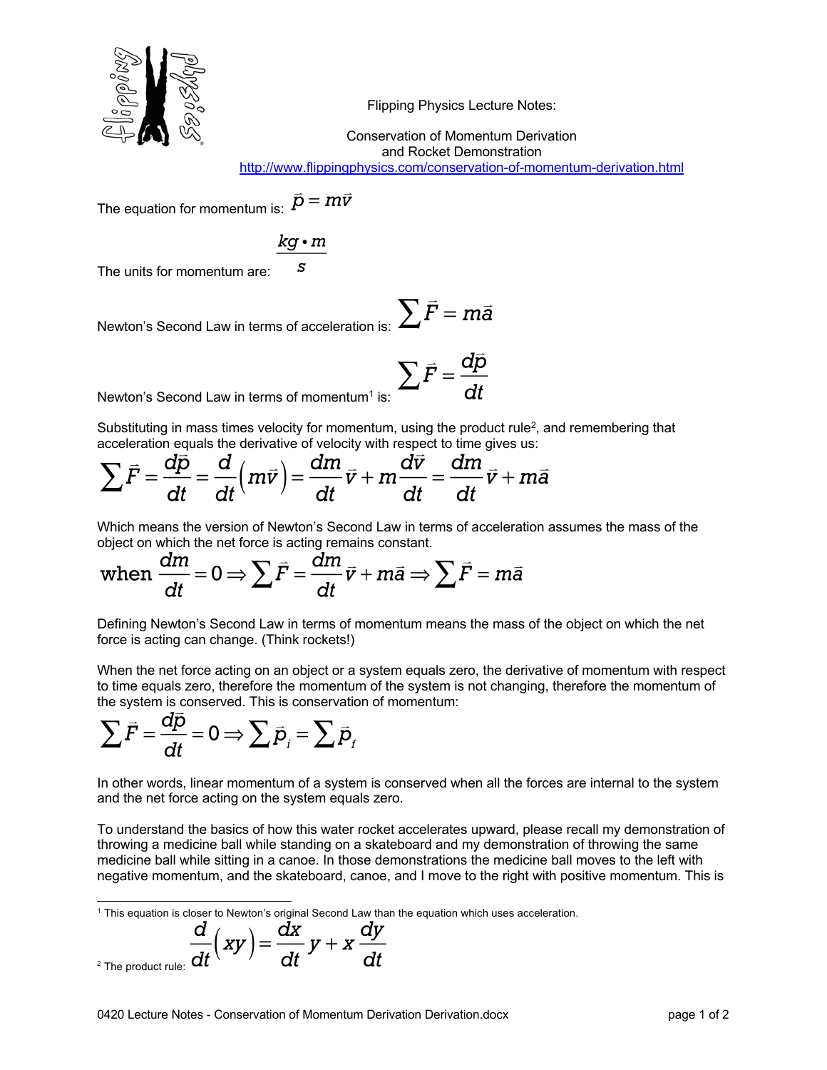Flipping Physics Lecture Notes:

# Conservation of Momentum Derivation and Rocket Demonstration

http://www.flippingphysics.com/conservation-of-momentum-derivation.html

The equation for momentum is: $\vec{p} = m\vec{v}$

The units for momentum are: $\frac{kg \cdot m}{s}$

Newton's Second Law in terms of acceleration is: $\sum \vec{F} = m\vec{a}$

Newton's Second Law in terms of momentum[1] is: $\sum \vec{F} = \frac{d\vec{p}}{dt}$

Substituting in mass times velocity for momentum, using the product rule[2], and remembering that acceleration equals the derivative of velocity with respect to time gives us:

$$\sum \vec{F} = \frac{d\vec{p}}{dt} = \frac{d}{dt}\left(m\vec{v}\right) = \frac{dm}{dt}\vec{v} + m\frac{d\vec{v}}{dt} = \frac{dm}{dt}\vec{v} + m\vec{a}$$

Which means the version of Newton's Second Law in terms of acceleration assumes the mass of the object on which the net force is acting remains constant.

$$\text{when } \frac{dm}{dt} = 0 \Rightarrow \sum \vec{F} = \frac{dm}{dt}\vec{v} + m\vec{a} \Rightarrow \sum \vec{F} = m\vec{a}$$

Defining Newton's Second Law in terms of momentum means the mass of the object on which the net force is acting can change. (Think rockets!)

When the net force acting on an object or a system equals zero, the derivative of momentum with respect to time equals zero, therefore the momentum of the system is not changing, therefore the momentum of the system is conserved. This is conservation of momentum:

$$\sum \vec{F} = \frac{d\vec{p}}{dt} = 0 \Rightarrow \sum \vec{p}_i = \sum \vec{p}_f$$

In other words, linear momentum of a system is conserved when all the forces are internal to the system and the net force acting on the system equals zero.

To understand the basics of how this water rocket accelerates upward, please recall my demonstration of throwing a medicine ball while standing on a skateboard and my demonstration of throwing the same medicine ball while sitting in a canoe. In those demonstrations the medicine ball moves to the left with negative momentum, and the skateboard, canoe, and I move to the right with positive momentum. This is

---

[1] This equation is closer to Newton's original Second Law than the equation which uses acceleration.

[2] The product rule: $\frac{d}{dt}\left(xy\right) = \frac{dx}{dt}y + x\frac{dy}{dt}$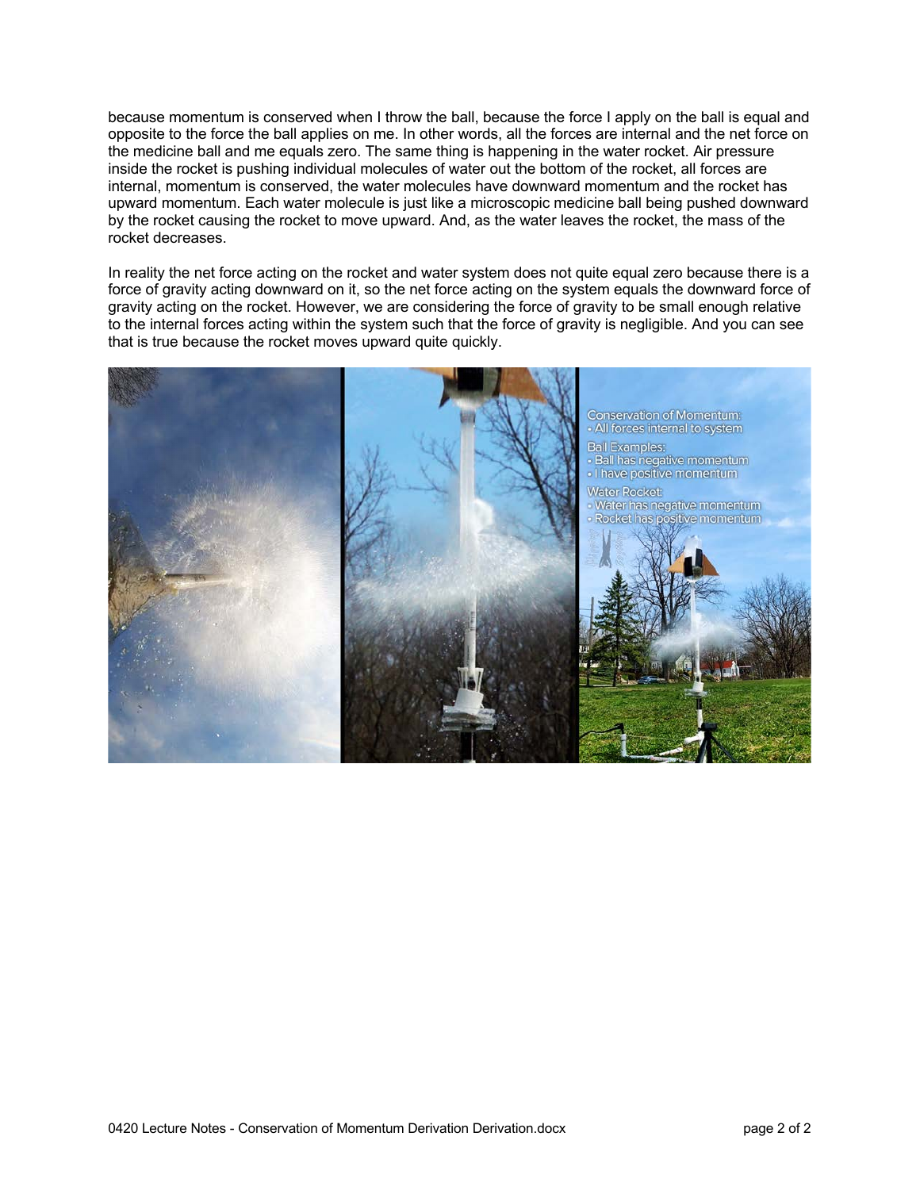because momentum is conserved when I throw the ball, because the force I apply on the ball is equal and opposite to the force the ball applies on me. In other words, all the forces are internal and the net force on the medicine ball and me equals zero. The same thing is happening in the water rocket. Air pressure inside the rocket is pushing individual molecules of water out the bottom of the rocket, all forces are internal, momentum is conserved, the water molecules have downward momentum and the rocket has upward momentum. Each water molecule is just like a microscopic medicine ball being pushed downward by the rocket causing the rocket to move upward. And, as the water leaves the rocket, the mass of the rocket decreases.

In reality the net force acting on the rocket and water system does not quite equal zero because there is a force of gravity acting downward on it, so the net force acting on the system equals the downward force of gravity acting on the rocket. However, we are considering the force of gravity to be small enough relative to the internal forces acting within the system such that the force of gravity is negligible. And you can see that is true because the rocket moves upward quite quickly.

Conservation of Momentum:
- All forces internal to system

Ball Examples:
- Ball has negative momentum
- I have positive momentum

Water Rocket:
- Water has negative momentum
- Rocket has positive momentum